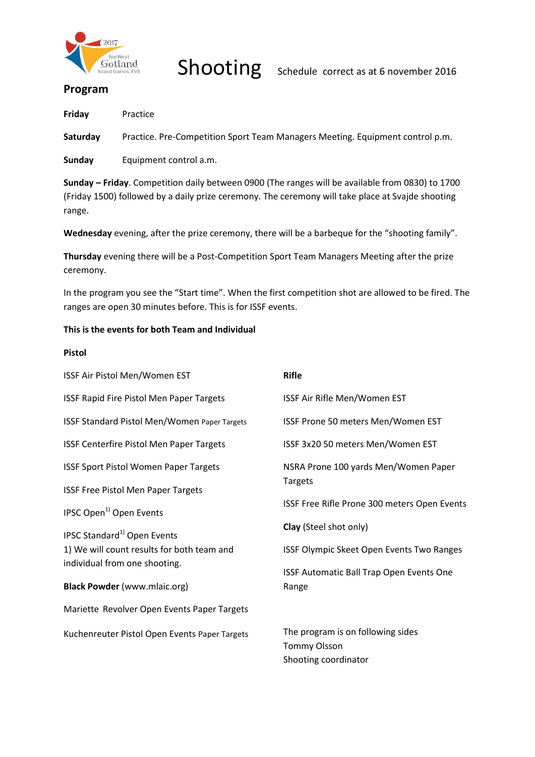# Shooting

Schedule correct as at 6 november 2016

## Program

**Friday** Practice

**Saturday** Practice. Pre-Competition Sport Team Managers Meeting. Equipment control p.m.

**Sunday** Equipment control a.m.

**Sunday – Friday**. Competition daily between 0900 (The ranges will be available from 0830) to 1700 (Friday 1500) followed by a daily prize ceremony. The ceremony will take place at Svajde shooting range.

**Wednesday** evening, after the prize ceremony, there will be a barbeque for the "shooting family".

**Thursday** evening there will be a Post-Competition Sport Team Managers Meeting after the prize ceremony.

In the program you see the "Start time". When the first competition shot are allowed to be fired. The ranges are open 30 minutes before. This is for ISSF events.

**This is the events for both Team and Individual**

**Pistol**

ISSF Air Pistol Men/Women EST

ISSF Rapid Fire Pistol Men Paper Targets

ISSF Standard Pistol Men/Women Paper Targets

ISSF Centerfire Pistol Men Paper Targets

ISSF Sport Pistol Women Paper Targets

ISSF Free Pistol Men Paper Targets

IPSC Open[1)] Open Events

IPSC Standard[1)] Open Events

1) We will count results for both team and individual from one shooting.

**Black Powder** (www.mlaic.org)

Mariette Revolver Open Events Paper Targets

Kuchenreuter Pistol Open Events Paper Targets

**Rifle**

ISSF Air Rifle Men/Women EST

ISSF Prone 50 meters Men/Women EST

ISSF 3x20 50 meters Men/Women EST

NSRA Prone 100 yards Men/Women Paper Targets

ISSF Free Rifle Prone 300 meters Open Events

**Clay** (Steel shot only)

ISSF Olympic Skeet Open Events Two Ranges

ISSF Automatic Ball Trap Open Events One Range

The program is on following sides

Tommy Olsson

Shooting coordinator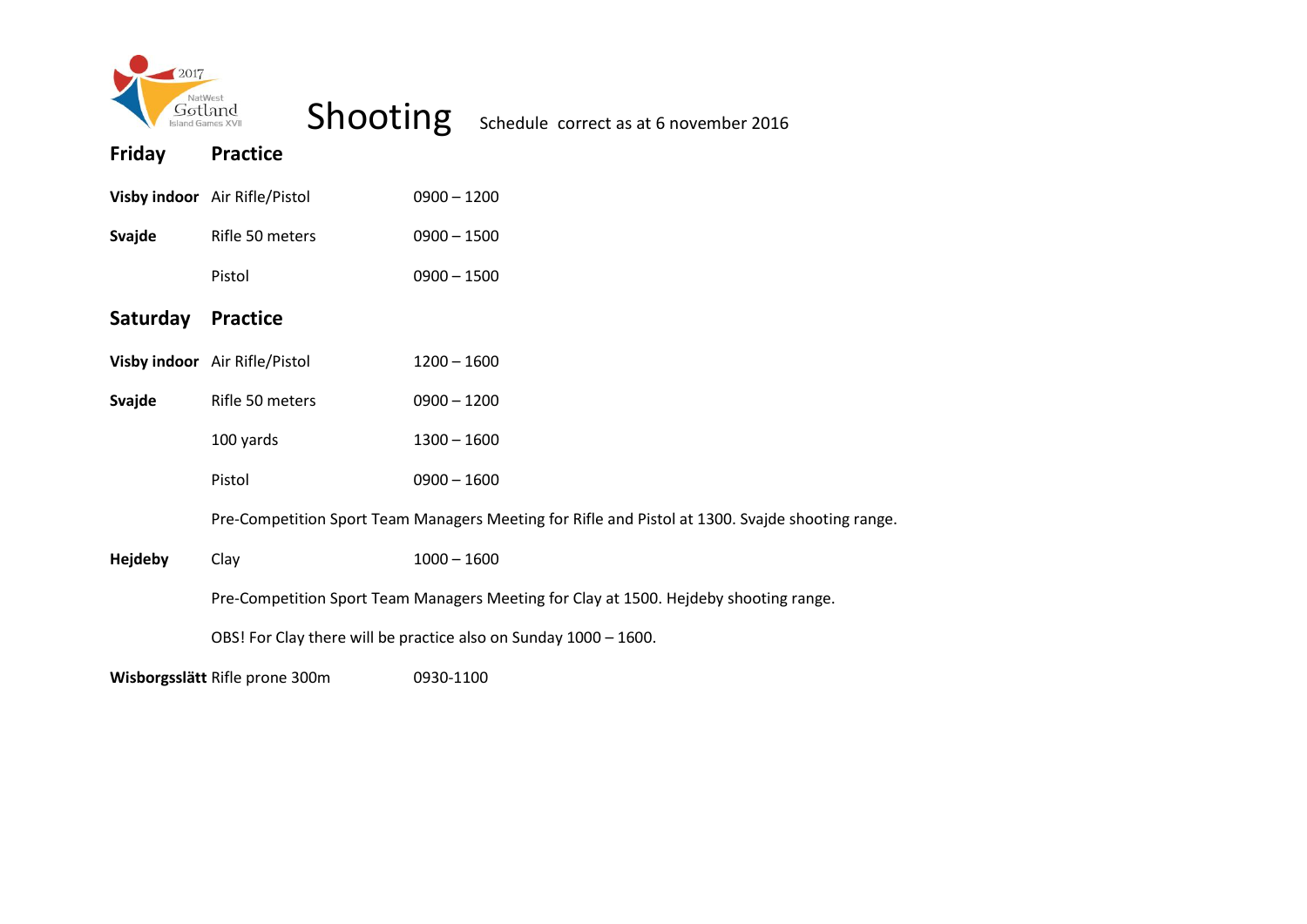# Shooting

Schedule correct as at 6 november 2016

## Friday Practice

| | | |
|---|---|---|
| **Visby indoor** | Air Rifle/Pistol | 0900 – 1200 |
| **Svajde** | Rifle 50 meters | 0900 – 1500 |
| | Pistol | 0900 – 1500 |

## Saturday Practice

| | | |
|---|---|---|
| **Visby indoor** | Air Rifle/Pistol | 1200 – 1600 |
| **Svajde** | Rifle 50 meters | 0900 – 1200 |
| | 100 yards | 1300 – 1600 |
| | Pistol | 0900 – 1600 |

Pre-Competition Sport Team Managers Meeting for Rifle and Pistol at 1300. Svajde shooting range.

| | | |
|---|---|---|
| **Hejdeby** | Clay | 1000 – 1600 |

Pre-Competition Sport Team Managers Meeting for Clay at 1500. Hejdeby shooting range.

OBS! For Clay there will be practice also on Sunday 1000 – 1600.

| | | |
|---|---|---|
| **Wisborgsslätt** | Rifle prone 300m | 0930-1100 |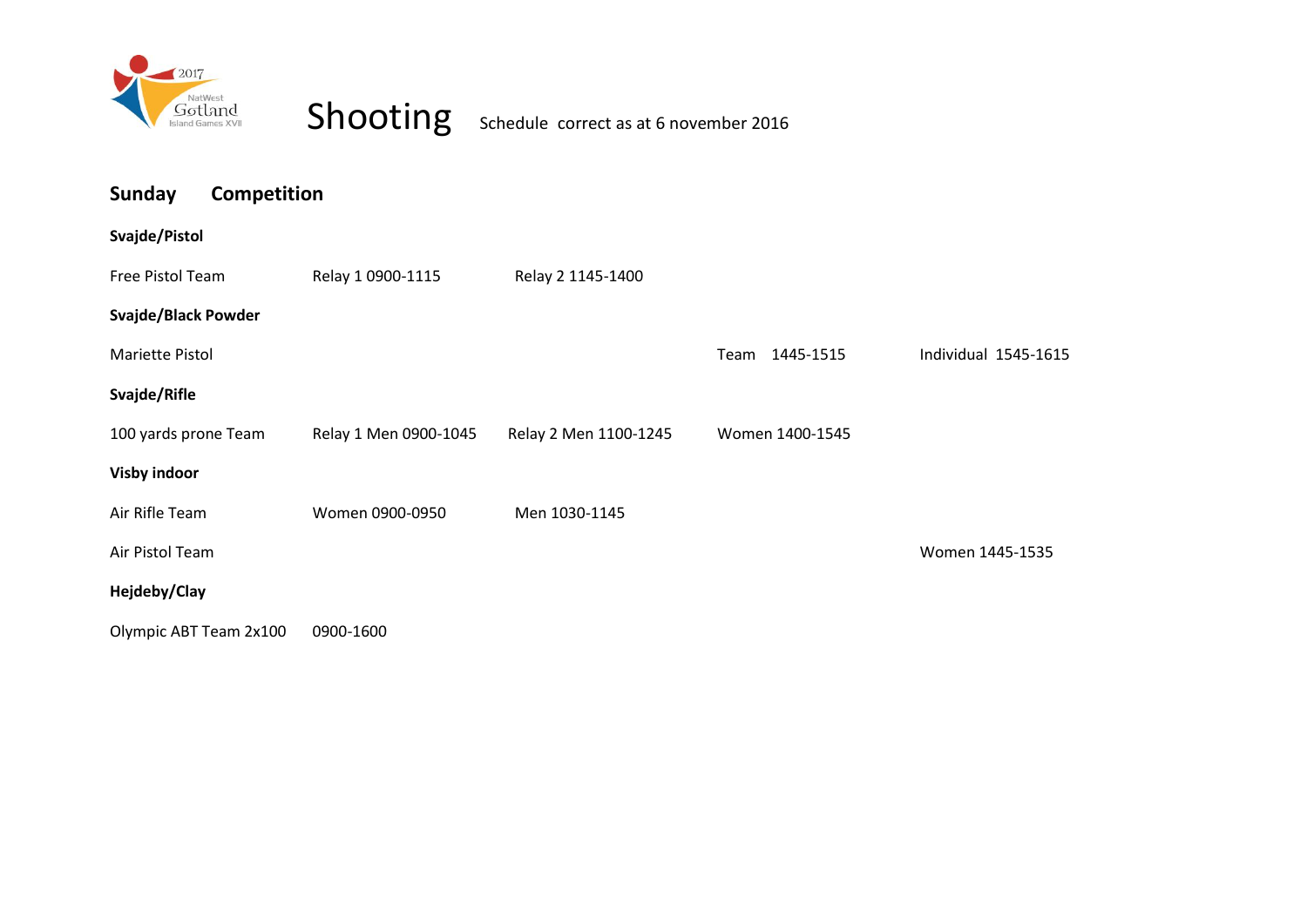# Shooting

Schedule correct as at 6 november 2016

**Sunday Competition**

| | | | | |
|---|---|---|---|---|
| **Svajde/Pistol** | | | | |
| Free Pistol Team | Relay 1 0900-1115 | Relay 2 1145-1400 | | |
| **Svajde/Black Powder** | | | | |
| Mariette Pistol | | | Team 1445-1515 | Individual 1545-1615 |
| **Svajde/Rifle** | | | | |
| 100 yards prone Team | Relay 1 Men 0900-1045 | Relay 2 Men 1100-1245 | Women 1400-1545 | |
| **Visby indoor** | | | | |
| Air Rifle Team | Women 0900-0950 | Men 1030-1145 | | |
| Air Pistol Team | | | | Women 1445-1535 |
| **Hejdeby/Clay** | | | | |
| Olympic ABT Team 2x100 | 0900-1600 | | | |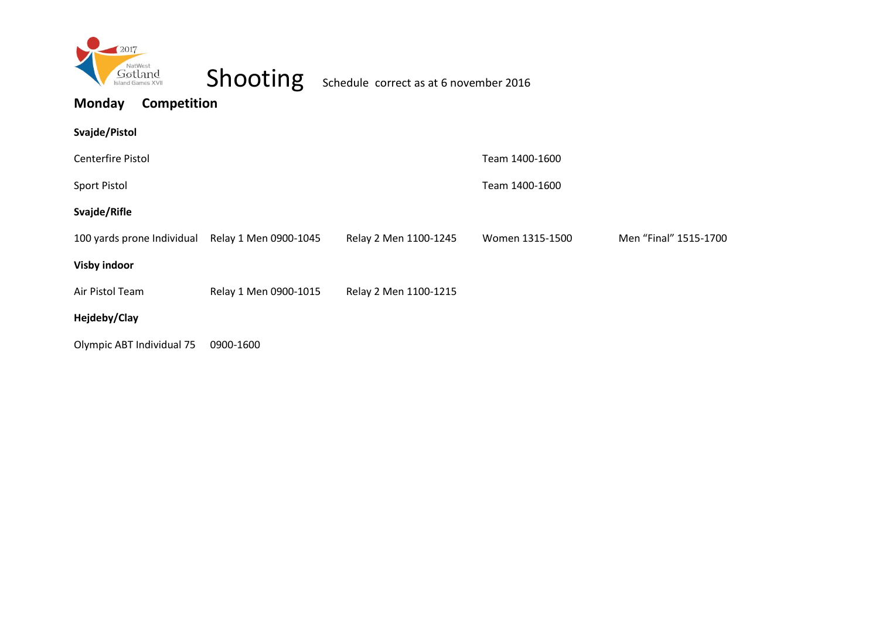# Shooting

Schedule correct as at 6 november 2016

## Monday Competition

**Svajde/Pistol**

| | | | | |
|---|---|---|---|---|
| Centerfire Pistol | | | Team 1400-1600 | |
| Sport Pistol | | | Team 1400-1600 | |

**Svajde/Rifle**

| | | | | |
|---|---|---|---|---|
| 100 yards prone Individual | Relay 1 Men 0900-1045 | Relay 2 Men 1100-1245 | Women 1315-1500 | Men “Final” 1515-1700 |

**Visby indoor**

| | | |
|---|---|---|
| Air Pistol Team | Relay 1 Men 0900-1015 | Relay 2 Men 1100-1215 |

**Hejdeby/Clay**

| | |
|---|---|
| Olympic ABT Individual 75 | 0900-1600 |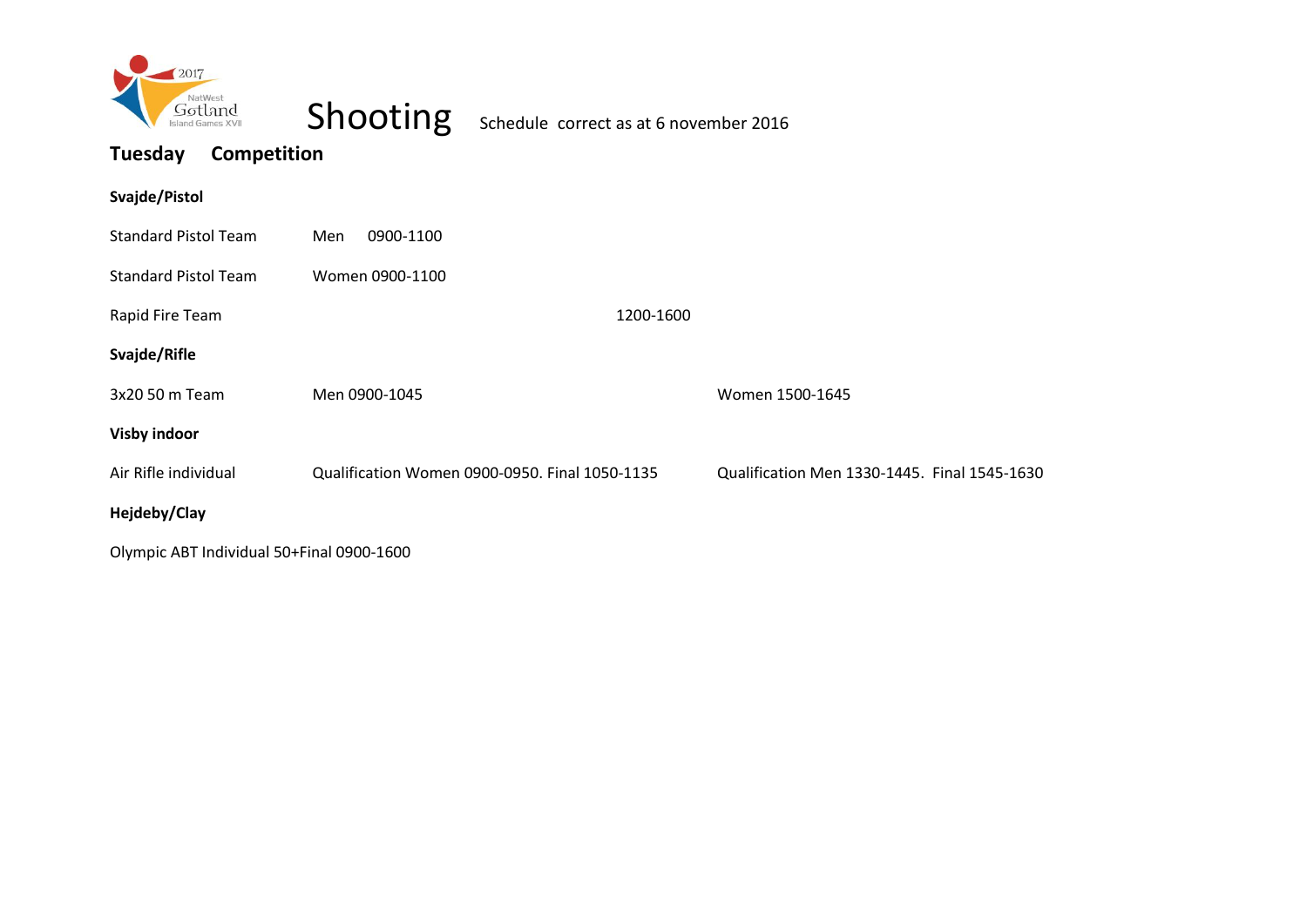# Shooting

Schedule correct as at 6 november 2016

## Tuesday Competition

**Svajde/Pistol**

| | | |
|---|---|---|
| Standard Pistol Team | Men 0900-1100 | |
| Standard Pistol Team | Women 0900-1100 | |
| Rapid Fire Team | 1200-1600 | |

**Svajde/Rifle**

| | | |
|---|---|---|
| 3x20 50 m Team | Men 0900-1045 | Women 1500-1645 |

**Visby indoor**

| | | |
|---|---|---|
| Air Rifle individual | Qualification Women 0900-0950. Final 1050-1135 | Qualification Men 1330-1445. Final 1545-1630 |

**Hejdeby/Clay**

Olympic ABT Individual 50+Final 0900-1600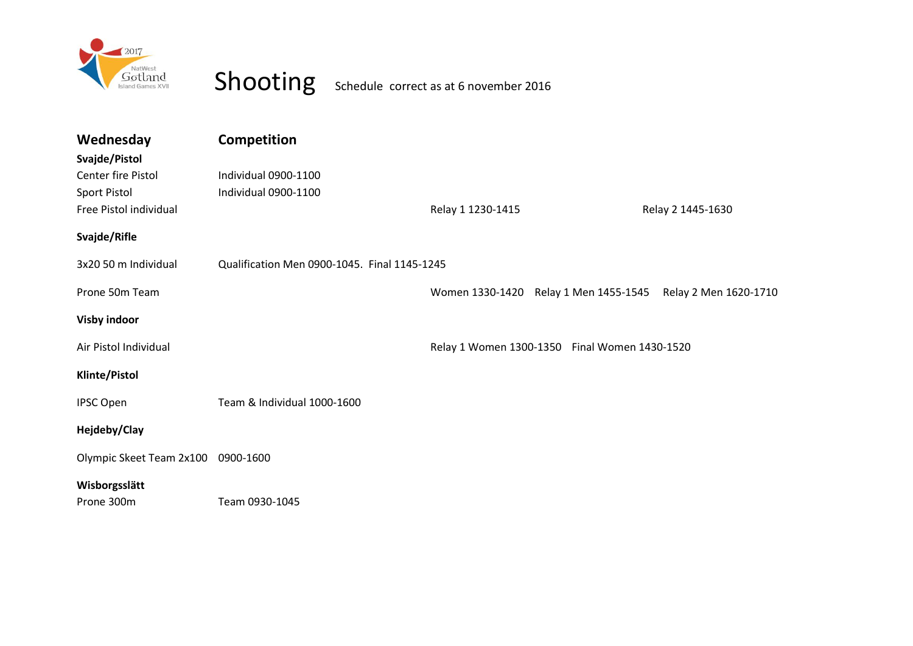# Shooting

Schedule correct as at 6 november 2016

| Wednesday | Competition | | | |
|---|---|---|---|---|
| **Svajde/Pistol** | | | | |
| Center fire Pistol | Individual 0900-1100 | | | |
| Sport Pistol | Individual 0900-1100 | | | |
| Free Pistol individual | | Relay 1 1230-1415 | | Relay 2 1445-1630 |
| **Svajde/Rifle** | | | | |
| 3x20 50 m Individual | Qualification Men 0900-1045. Final 1145-1245 | | | |
| Prone 50m Team | | Women 1330-1420 | Relay 1 Men 1455-1545 | Relay 2 Men 1620-1710 |
| **Visby indoor** | | | | |
| Air Pistol Individual | | Relay 1 Women 1300-1350 | Final Women 1430-1520 | |
| **Klinte/Pistol** | | | | |
| IPSC Open | Team & Individual 1000-1600 | | | |
| **Hejdeby/Clay** | | | | |
| Olympic Skeet Team 2x100 | 0900-1600 | | | |
| **Wisborgsslätt** | | | | |
| Prone 300m | Team 0930-1045 | | | |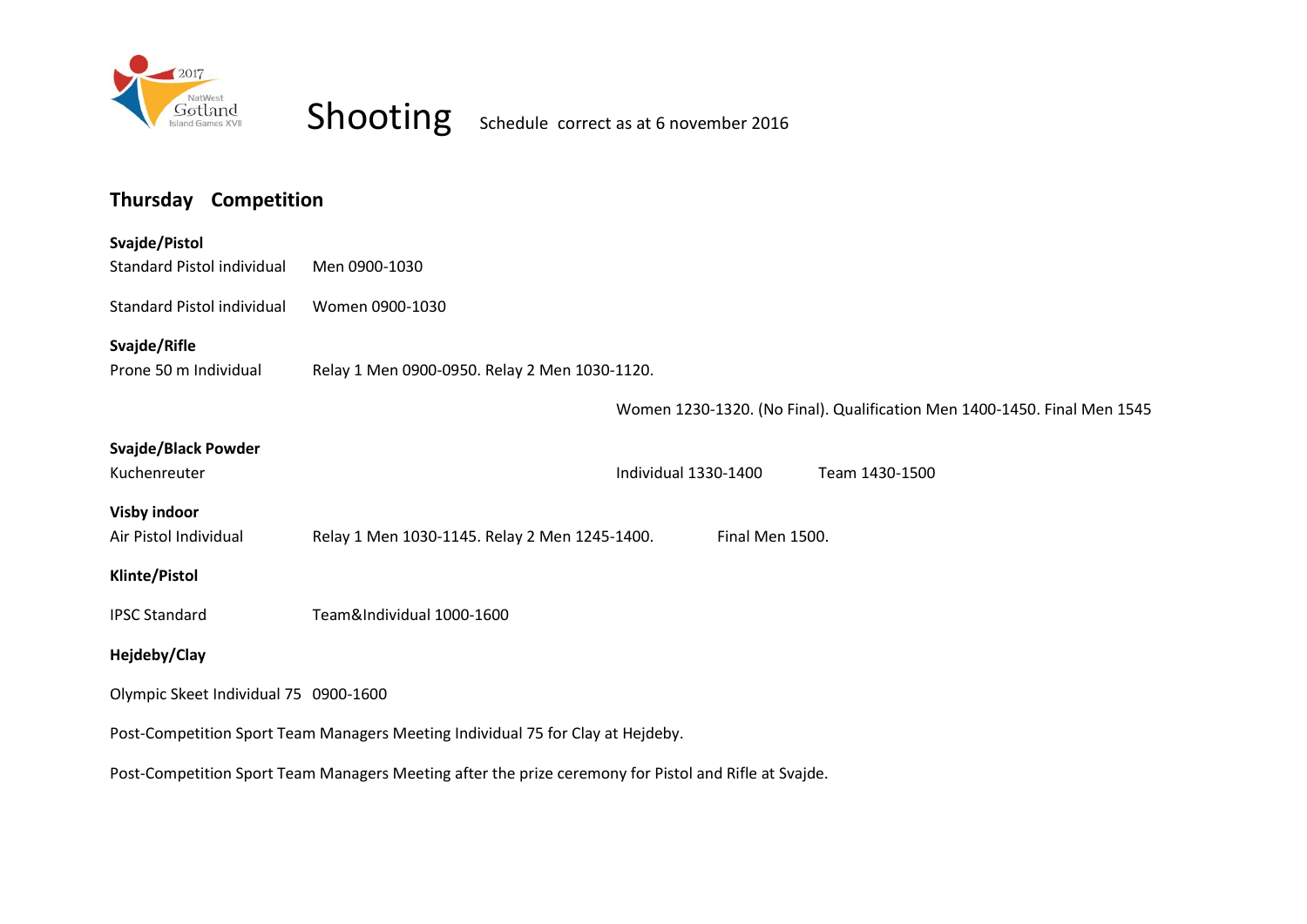# Shooting

Schedule correct as at 6 november 2016

## Thursday Competition

**Svajde/Pistol**

Standard Pistol individual Men 0900-1030

Standard Pistol individual Women 0900-1030

**Svajde/Rifle**

Prone 50 m Individual Relay 1 Men 0900-0950. Relay 2 Men 1030-1120.

Women 1230-1320. (No Final). Qualification Men 1400-1450. Final Men 1545

**Svajde/Black Powder**

Kuchenreuter Individual 1330-1400 Team 1430-1500

**Visby indoor**

Air Pistol Individual Relay 1 Men 1030-1145. Relay 2 Men 1245-1400. Final Men 1500.

**Klinte/Pistol**

IPSC Standard Team&Individual 1000-1600

**Hejdeby/Clay**

Olympic Skeet Individual 75 0900-1600

Post-Competition Sport Team Managers Meeting Individual 75 for Clay at Hejdeby.

Post-Competition Sport Team Managers Meeting after the prize ceremony for Pistol and Rifle at Svajde.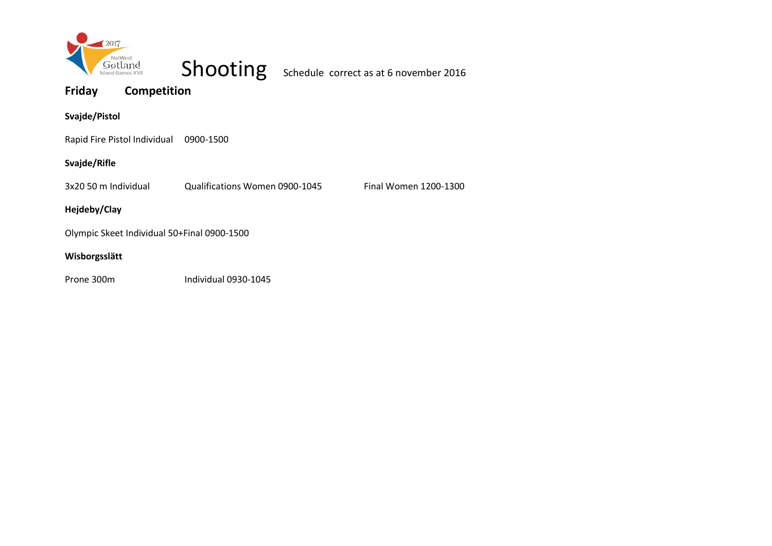# Shooting

Schedule correct as at 6 november 2016

## Friday Competition

**Svajde/Pistol**

Rapid Fire Pistol Individual 0900-1500

**Svajde/Rifle**

3x20 50 m Individual Qualifications Women 0900-1045 Final Women 1200-1300

**Hejdeby/Clay**

Olympic Skeet Individual 50+Final 0900-1500

**Wisborgsslätt**

Prone 300m Individual 0930-1045